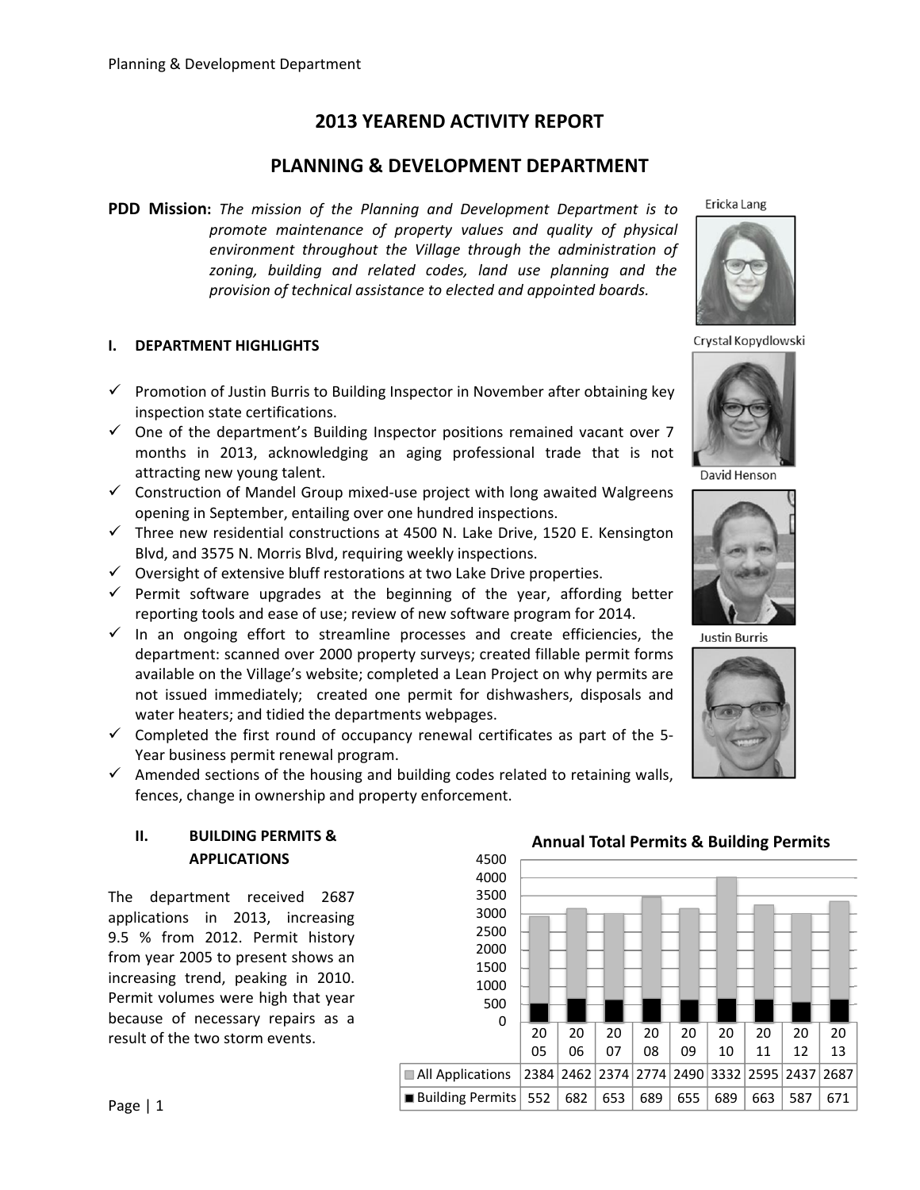# 2013 YEAREND ACTIVITY REPORT

# PLANNING & DEVELOPMENT DEPARTMENT

**PDD Mission:** *The mission of the Planning and Development Department is to promote maintenance of property values and quality of physical environment throughout the Village through the administration of zoning, building and related codes, land use planning and the provision of technical assistance to elected and appointed boards.*

Ericka Lang

Crystal Kopydlowski

David Henson

Justin Burris

## I. DEPARTMENT HIGHLIGHTS

- ✓ Promotion of Justin Burris to Building Inspector in November after obtaining key inspection state certifications.
- ✓ One of the department's Building Inspector positions remained vacant over 7 months in 2013, acknowledging an aging professional trade that is not attracting new young talent.
- ✓ Construction of Mandel Group mixed-use project with long awaited Walgreens opening in September, entailing over one hundred inspections.
- ✓ Three new residential constructions at 4500 N. Lake Drive, 1520 E. Kensington Blvd, and 3575 N. Morris Blvd, requiring weekly inspections.
- ✓ Oversight of extensive bluff restorations at two Lake Drive properties.
- ✓ Permit software upgrades at the beginning of the year, affording better reporting tools and ease of use; review of new software program for 2014.
- ✓ In an ongoing effort to streamline processes and create efficiencies, the department: scanned over 2000 property surveys; created fillable permit forms available on the Village's website; completed a Lean Project on why permits are not issued immediately; created one permit for dishwashers, disposals and water heaters; and tidied the departments webpages.
- ✓ Completed the first round of occupancy renewal certificates as part of the 5-Year business permit renewal program.
- ✓ Amended sections of the housing and building codes related to retaining walls, fences, change in ownership and property enforcement.

## II. BUILDING PERMITS & APPLICATIONS

The department received 2687 applications in 2013, increasing 9.5 % from 2012. Permit history from year 2005 to present shows an increasing trend, peaking in 2010. Permit volumes were high that year because of necessary repairs as a result of the two storm events.

**Annual Total Permits & Building Permits**

| | 2005 | 2006 | 2007 | 2008 | 2009 | 2010 | 2011 | 2012 | 2013 |
|---|---|---|---|---|---|---|---|---|---|
| All Applications | 2384 | 2462 | 2374 | 2774 | 2490 | 3332 | 2595 | 2437 | 2687 |
| Building Permits | 552 | 682 | 653 | 689 | 655 | 689 | 663 | 587 | 671 |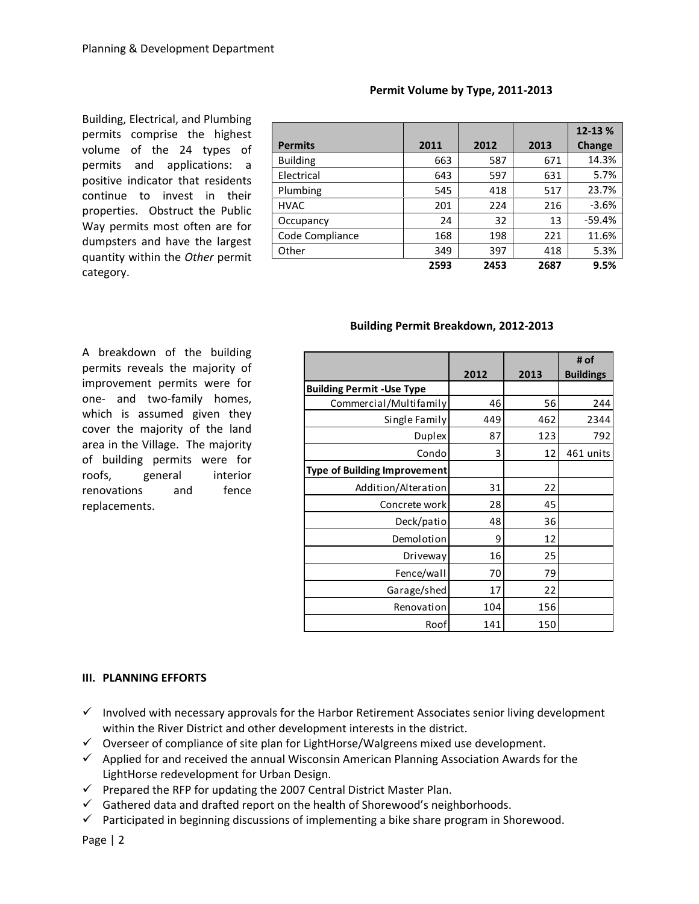Building, Electrical, and Plumbing permits comprise the highest volume of the 24 types of permits and applications: a positive indicator that residents continue to invest in their properties. Obstruct the Public Way permits most often are for dumpsters and have the largest quantity within the *Other* permit category.

**Permit Volume by Type, 2011-2013**

| Permits | 2011 | 2012 | 2013 | 12-13 % Change |
|---|---|---|---|---|
| Building | 663 | 587 | 671 | 14.3% |
| Electrical | 643 | 597 | 631 | 5.7% |
| Plumbing | 545 | 418 | 517 | 23.7% |
| HVAC | 201 | 224 | 216 | -3.6% |
| Occupancy | 24 | 32 | 13 | -59.4% |
| Code Compliance | 168 | 198 | 221 | 11.6% |
| Other | 349 | 397 | 418 | 5.3% |
| | **2593** | **2453** | **2687** | **9.5%** |

A breakdown of the building permits reveals the majority of improvement permits were for one- and two-family homes, which is assumed given they cover the majority of the land area in the Village. The majority of building permits were for roofs, general interior renovations and fence replacements.

**Building Permit Breakdown, 2012-2013**

| | 2012 | 2013 | # of Buildings |
|---|---|---|---|
| **Building Permit -Use Type** | | | |
| Commercial/Multifamily | 46 | 56 | 244 |
| Single Family | 449 | 462 | 2344 |
| Duplex | 87 | 123 | 792 |
| Condo | 3 | 12 | 461 units |
| **Type of Building Improvement** | | | |
| Addition/Alteration | 31 | 22 | |
| Concrete work | 28 | 45 | |
| Deck/patio | 48 | 36 | |
| Demolotion | 9 | 12 | |
| Driveway | 16 | 25 | |
| Fence/wall | 70 | 79 | |
| Garage/shed | 17 | 22 | |
| Renovation | 104 | 156 | |
| Roof | 141 | 150 | |

## III. PLANNING EFFORTS

- ✓ Involved with necessary approvals for the Harbor Retirement Associates senior living development within the River District and other development interests in the district.
- ✓ Overseer of compliance of site plan for LightHorse/Walgreens mixed use development.
- ✓ Applied for and received the annual Wisconsin American Planning Association Awards for the LightHorse redevelopment for Urban Design.
- ✓ Prepared the RFP for updating the 2007 Central District Master Plan.
- ✓ Gathered data and drafted report on the health of Shorewood's neighborhoods.
- ✓ Participated in beginning discussions of implementing a bike share program in Shorewood.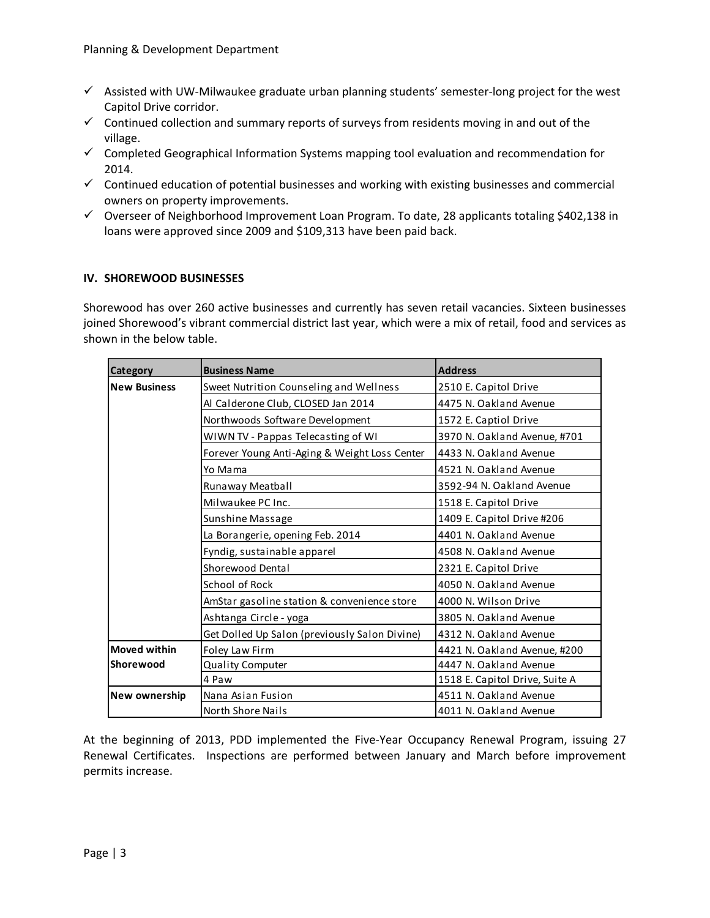- ✓ Assisted with UW-Milwaukee graduate urban planning students' semester-long project for the west Capitol Drive corridor.
- ✓ Continued collection and summary reports of surveys from residents moving in and out of the village.
- ✓ Completed Geographical Information Systems mapping tool evaluation and recommendation for 2014.
- ✓ Continued education of potential businesses and working with existing businesses and commercial owners on property improvements.
- ✓ Overseer of Neighborhood Improvement Loan Program. To date, 28 applicants totaling $402,138 in loans were approved since 2009 and $109,313 have been paid back.

## IV. SHOREWOOD BUSINESSES

Shorewood has over 260 active businesses and currently has seven retail vacancies. Sixteen businesses joined Shorewood's vibrant commercial district last year, which were a mix of retail, food and services as shown in the below table.

| Category | Business Name | Address |
|---|---|---|
| New Business | Sweet Nutrition Counseling and Wellness | 2510 E. Capitol Drive |
| | Al Calderone Club, CLOSED Jan 2014 | 4475 N. Oakland Avenue |
| | Northwoods Software Development | 1572 E. Captiol Drive |
| | WIWN TV - Pappas Telecasting of WI | 3970 N. Oakland Avenue, #701 |
| | Forever Young Anti-Aging & Weight Loss Center | 4433 N. Oakland Avenue |
| | Yo Mama | 4521 N. Oakland Avenue |
| | Runaway Meatball | 3592-94 N. Oakland Avenue |
| | Milwaukee PC Inc. | 1518 E. Capitol Drive |
| | Sunshine Massage | 1409 E. Capitol Drive #206 |
| | La Borangerie, opening Feb. 2014 | 4401 N. Oakland Avenue |
| | Fyndig, sustainable apparel | 4508 N. Oakland Avenue |
| | Shorewood Dental | 2321 E. Capitol Drive |
| | School of Rock | 4050 N. Oakland Avenue |
| | AmStar gasoline station & convenience store | 4000 N. Wilson Drive |
| | Ashtanga Circle - yoga | 3805 N. Oakland Avenue |
| | Get Dolled Up Salon (previously Salon Divine) | 4312 N. Oakland Avenue |
| Moved within Shorewood | Foley Law Firm | 4421 N. Oakland Avenue, #200 |
| | Quality Computer | 4447 N. Oakland Avenue |
| | 4 Paw | 1518 E. Capitol Drive, Suite A |
| New ownership | Nana Asian Fusion | 4511 N. Oakland Avenue |
| | North Shore Nails | 4011 N. Oakland Avenue |

At the beginning of 2013, PDD implemented the Five-Year Occupancy Renewal Program, issuing 27 Renewal Certificates. Inspections are performed between January and March before improvement permits increase.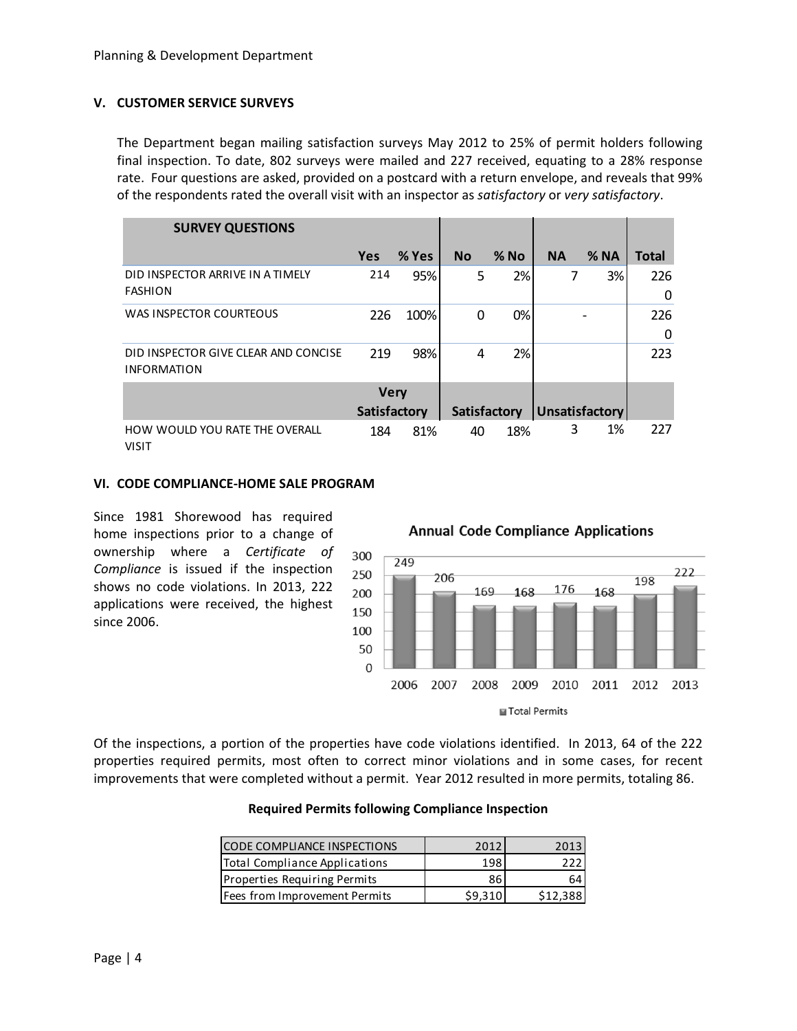## V. CUSTOMER SERVICE SURVEYS

The Department began mailing satisfaction surveys May 2012 to 25% of permit holders following final inspection. To date, 802 surveys were mailed and 227 received, equating to a 28% response rate. Four questions are asked, provided on a postcard with a return envelope, and reveals that 99% of the respondents rated the overall visit with an inspector as *satisfactory* or *very satisfactory*.

| SURVEY QUESTIONS | Yes | % Yes | No | % No | NA | % NA | Total |
|---|---|---|---|---|---|---|---|
| DID INSPECTOR ARRIVE IN A TIMELY FASHION | 214 | 95% | 5 | 2% | 7 | 3% | 226 0 |
| WAS INSPECTOR COURTEOUS | 226 | 100% | 0 | 0% | - | | 226 0 |
| DID INSPECTOR GIVE CLEAR AND CONCISE INFORMATION | 219 | 98% | 4 | 2% | | | 223 |
| | Very Satisfactory | | Satisfactory | | Unsatisfactory | | |
| HOW WOULD YOU RATE THE OVERALL VISIT | 184 | 81% | 40 | 18% | 3 | 1% | 227 |

## VI. CODE COMPLIANCE-HOME SALE PROGRAM

Since 1981 Shorewood has required home inspections prior to a change of ownership where a *Certificate of Compliance* is issued if the inspection shows no code violations. In 2013, 222 applications were received, the highest since 2006.

**Annual Code Compliance Applications**

| Year | Total Permits |
|---|---|
| 2006 | 249 |
| 2007 | 206 |
| 2008 | 169 |
| 2009 | 168 |
| 2010 | 176 |
| 2011 | 168 |
| 2012 | 198 |
| 2013 | 222 |

Of the inspections, a portion of the properties have code violations identified. In 2013, 64 of the 222 properties required permits, most often to correct minor violations and in some cases, for recent improvements that were completed without a permit. Year 2012 resulted in more permits, totaling 86.

**Required Permits following Compliance Inspection**

| CODE COMPLIANCE INSPECTIONS | 2012 | 2013 |
|---|---|---|
| Total Compliance Applications | 198 | 222 |
| Properties Requiring Permits | 86 | 64 |
| Fees from Improvement Permits | $9,310 | $12,388 |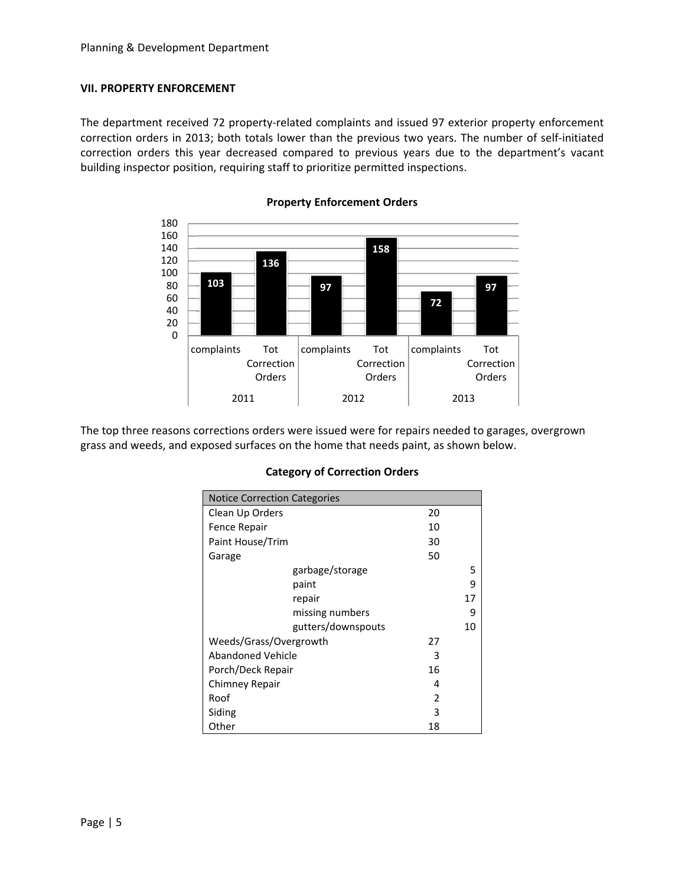## VII. PROPERTY ENFORCEMENT

The department received 72 property-related complaints and issued 97 exterior property enforcement correction orders in 2013; both totals lower than the previous two years. The number of self-initiated correction orders this year decreased compared to previous years due to the department's vacant building inspector position, requiring staff to prioritize permitted inspections.

**Property Enforcement Orders**

| Year | complaints | Tot Correction Orders |
|---|---|---|
| 2011 | 103 | 136 |
| 2012 | 97 | 158 |
| 2013 | 72 | 97 |

The top three reasons corrections orders were issued were for repairs needed to garages, overgrown grass and weeds, and exposed surfaces on the home that needs paint, as shown below.

**Category of Correction Orders**

| Notice Correction Categories | | | |
|---|---|---|---|
| Clean Up Orders | | 20 | |
| Fence Repair | | 10 | |
| Paint House/Trim | | 30 | |
| Garage | | 50 | |
| | garbage/storage | | 5 |
| | paint | | 9 |
| | repair | | 17 |
| | missing numbers | | 9 |
| | gutters/downspouts | | 10 |
| Weeds/Grass/Overgrowth | | 27 | |
| Abandoned Vehicle | | 3 | |
| Porch/Deck Repair | | 16 | |
| Chimney Repair | | 4 | |
| Roof | | 2 | |
| Siding | | 3 | |
| Other | | 18 | |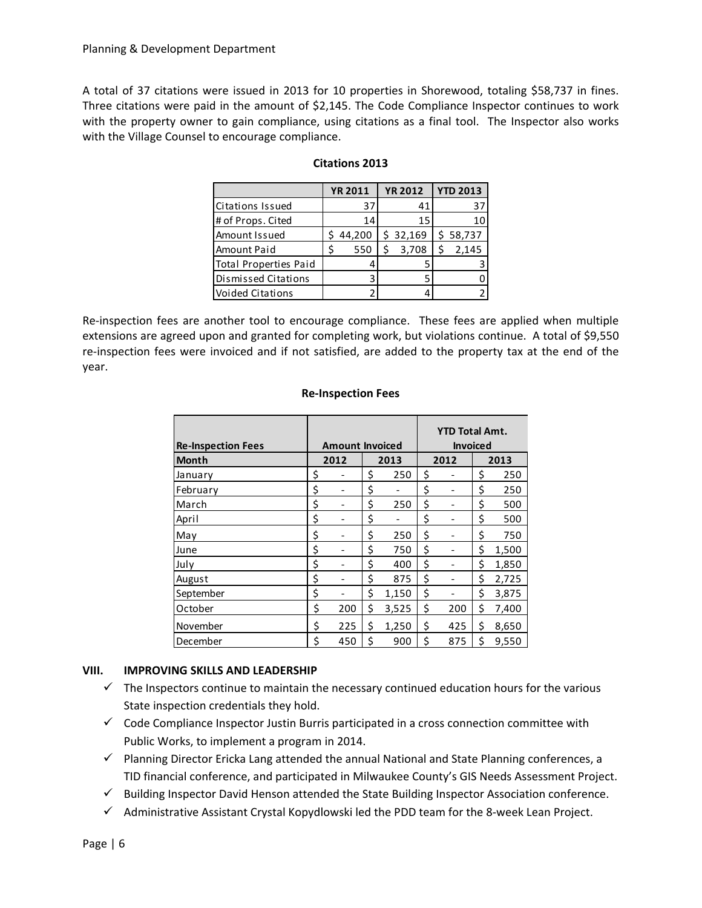A total of 37 citations were issued in 2013 for 10 properties in Shorewood, totaling $58,737 in fines. Three citations were paid in the amount of $2,145. The Code Compliance Inspector continues to work with the property owner to gain compliance, using citations as a final tool. The Inspector also works with the Village Counsel to encourage compliance.

**Citations 2013**

| | YR 2011 | YR 2012 | YTD 2013 |
|---|---|---|---|
| Citations Issued | 37 | 41 | 37 |
| # of Props. Cited | 14 | 15 | 10 |
| Amount Issued | $ 44,200 | $ 32,169 | $ 58,737 |
| Amount Paid | $ 550 | $ 3,708 | $ 2,145 |
| Total Properties Paid | 4 | 5 | 3 |
| Dismissed Citations | 3 | 5 | 0 |
| Voided Citations | 2 | 4 | 2 |

Re-inspection fees are another tool to encourage compliance. These fees are applied when multiple extensions are agreed upon and granted for completing work, but violations continue. A total of $9,550 re-inspection fees were invoiced and if not satisfied, are added to the property tax at the end of the year.

**Re-Inspection Fees**

| Re-Inspection Fees | Amount Invoiced | | YTD Total Amt. Invoiced | |
|---|---|---|---|---|
| Month | 2012 | 2013 | 2012 | 2013 |
| January | $ - | $ 250 | $ - | $ 250 |
| February | $ - | $ - | $ - | $ 250 |
| March | $ - | $ 250 | $ - | $ 500 |
| April | $ - | $ - | $ - | $ 500 |
| May | $ - | $ 250 | $ - | $ 750 |
| June | $ - | $ 750 | $ - | $ 1,500 |
| July | $ - | $ 400 | $ - | $ 1,850 |
| August | $ - | $ 875 | $ - | $ 2,725 |
| September | $ - | $ 1,150 | $ - | $ 3,875 |
| October | $ 200 | $ 3,525 | $ 200 | $ 7,400 |
| November | $ 225 | $ 1,250 | $ 425 | $ 8,650 |
| December | $ 450 | $ 900 | $ 875 | $ 9,550 |

## VIII. IMPROVING SKILLS AND LEADERSHIP

- ✓ The Inspectors continue to maintain the necessary continued education hours for the various State inspection credentials they hold.
- ✓ Code Compliance Inspector Justin Burris participated in a cross connection committee with Public Works, to implement a program in 2014.
- ✓ Planning Director Ericka Lang attended the annual National and State Planning conferences, a TID financial conference, and participated in Milwaukee County's GIS Needs Assessment Project.
- ✓ Building Inspector David Henson attended the State Building Inspector Association conference.
- ✓ Administrative Assistant Crystal Kopydlowski led the PDD team for the 8-week Lean Project.